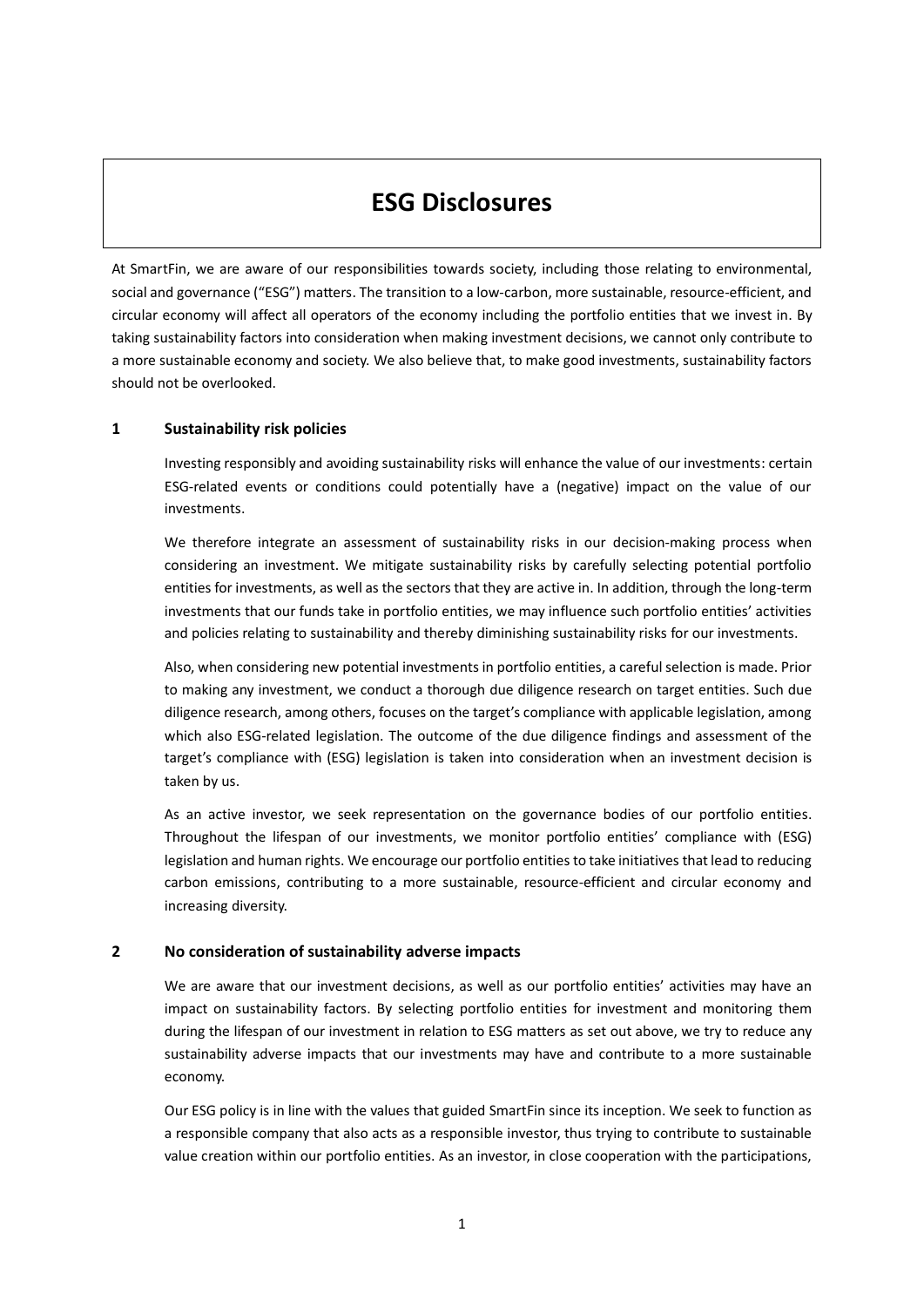# ESG Disclosures

At SmartFin, we are aware of our responsibilities towards society, including those relating to environmental, social and governance ("ESG") matters. The transition to a low-carbon, more sustainable, resource-efficient, and circular economy will affect all operators of the economy including the portfolio entities that we invest in. By taking sustainability factors into consideration when making investment decisions, we cannot only contribute to a more sustainable economy and society. We also believe that, to make good investments, sustainability factors should not be overlooked.

## 1 Sustainability risk policies

Investing responsibly and avoiding sustainability risks will enhance the value of our investments: certain ESG-related events or conditions could potentially have a (negative) impact on the value of our investments.

We therefore integrate an assessment of sustainability risks in our decision-making process when considering an investment. We mitigate sustainability risks by carefully selecting potential portfolio entities for investments, as well as the sectors that they are active in. In addition, through the long-term investments that our funds take in portfolio entities, we may influence such portfolio entities' activities and policies relating to sustainability and thereby diminishing sustainability risks for our investments.

Also, when considering new potential investments in portfolio entities, a careful selection is made. Prior to making any investment, we conduct a thorough due diligence research on target entities. Such due diligence research, among others, focuses on the target's compliance with applicable legislation, among which also ESG-related legislation. The outcome of the due diligence findings and assessment of the target's compliance with (ESG) legislation is taken into consideration when an investment decision is taken by us.

As an active investor, we seek representation on the governance bodies of our portfolio entities. Throughout the lifespan of our investments, we monitor portfolio entities' compliance with (ESG) legislation and human rights. We encourage our portfolio entities to take initiatives that lead to reducing carbon emissions, contributing to a more sustainable, resource-efficient and circular economy and increasing diversity.

## 2 No consideration of sustainability adverse impacts

We are aware that our investment decisions, as well as our portfolio entities' activities may have an impact on sustainability factors. By selecting portfolio entities for investment and monitoring them during the lifespan of our investment in relation to ESG matters as set out above, we try to reduce any sustainability adverse impacts that our investments may have and contribute to a more sustainable economy.

Our ESG policy is in line with the values that guided SmartFin since its inception. We seek to function as a responsible company that also acts as a responsible investor, thus trying to contribute to sustainable value creation within our portfolio entities. As an investor, in close cooperation with the participations,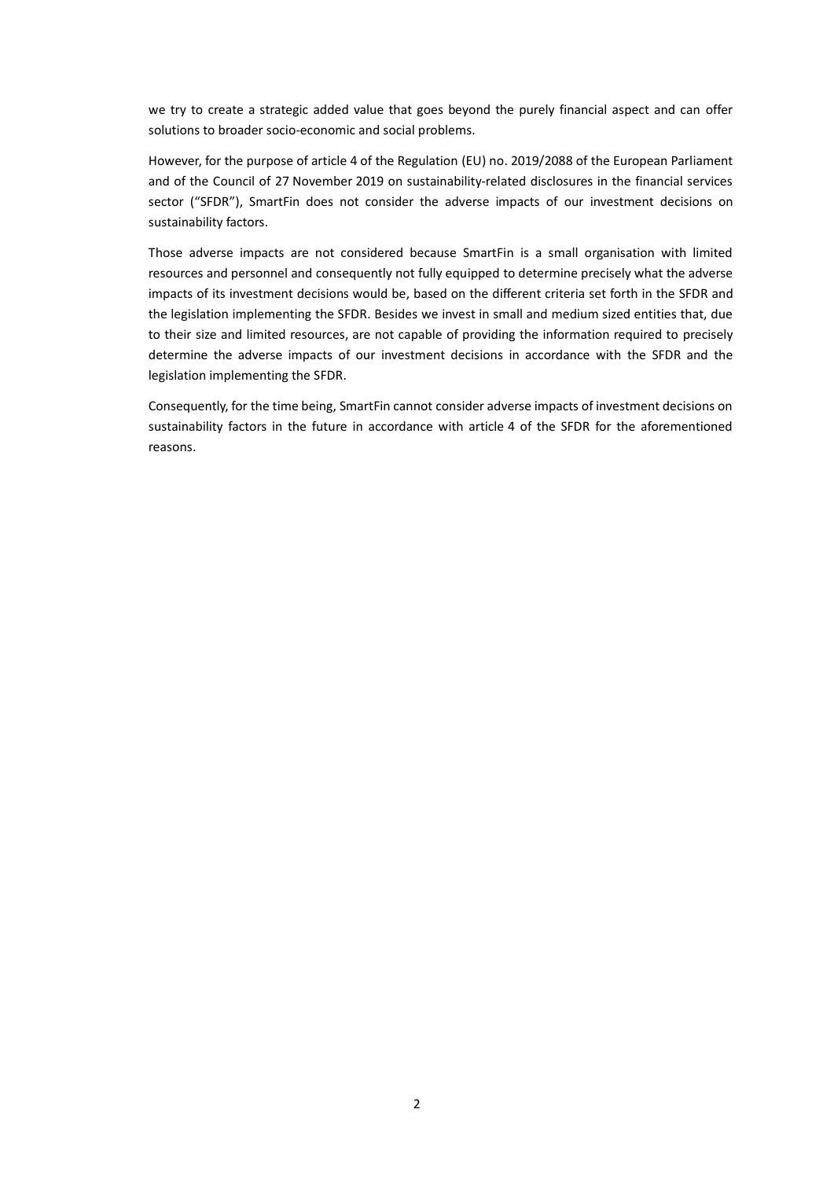we try to create a strategic added value that goes beyond the purely financial aspect and can offer solutions to broader socio-economic and social problems.

However, for the purpose of article 4 of the Regulation (EU) no. 2019/2088 of the European Parliament and of the Council of 27 November 2019 on sustainability-related disclosures in the financial services sector ("SFDR"), SmartFin does not consider the adverse impacts of our investment decisions on sustainability factors.

Those adverse impacts are not considered because SmartFin is a small organisation with limited resources and personnel and consequently not fully equipped to determine precisely what the adverse impacts of its investment decisions would be, based on the different criteria set forth in the SFDR and the legislation implementing the SFDR. Besides we invest in small and medium sized entities that, due to their size and limited resources, are not capable of providing the information required to precisely determine the adverse impacts of our investment decisions in accordance with the SFDR and the legislation implementing the SFDR.

Consequently, for the time being, SmartFin cannot consider adverse impacts of investment decisions on sustainability factors in the future in accordance with article 4 of the SFDR for the aforementioned reasons.